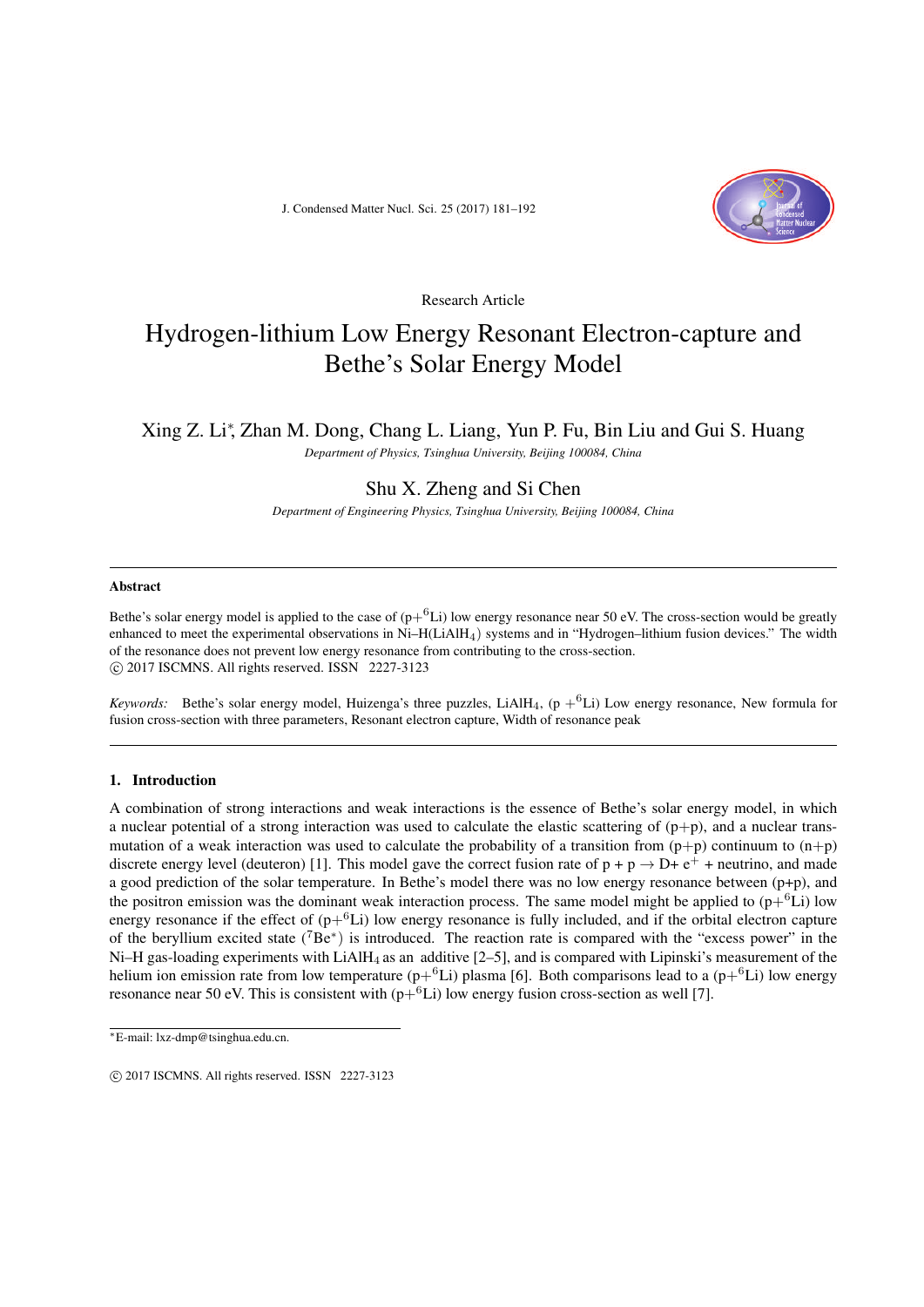Research Article

# Hydrogen-lithium Low Energy Resonant Electron-capture and Bethe's Solar Energy Model

Xing Z. Li*, Zhan M. Dong, Chang L. Liang, Yun P. Fu, Bin Liu and Gui S. Huang

*Department of Physics, Tsinghua University, Beijing 100084, China*

Shu X. Zheng and Si Chen

*Department of Engineering Physics, Tsinghua University, Beijing 100084, China*

---

### Abstract

Bethe's solar energy model is applied to the case of (p+$^6$Li) low energy resonance near 50 eV. The cross-section would be greatly enhanced to meet the experimental observations in Ni–H($LiAlH_4$) systems and in "Hydrogen–lithium fusion devices." The width of the resonance does not prevent low energy resonance from contributing to the cross-section.

© 2017 ISCMNS. All rights reserved. ISSN 2227-3123

*Keywords:* Bethe's solar energy model, Huizenga's three puzzles, $LiAlH_4$, (p +$^6$Li) Low energy resonance, New formula for fusion cross-section with three parameters, Resonant electron capture, Width of resonance peak

---

## 1. Introduction

A combination of strong interactions and weak interactions is the essence of Bethe's solar energy model, in which a nuclear potential of a strong interaction was used to calculate the elastic scattering of (p+p), and a nuclear transmutation of a weak interaction was used to calculate the probability of a transition from (p+p) continuum to (n+p) discrete energy level (deuteron) [1]. This model gave the correct fusion rate of p + p → D+ e$^+$ + neutrino, and made a good prediction of the solar temperature. In Bethe's model there was no low energy resonance between (p+p), and the positron emission was the dominant weak interaction process. The same model might be applied to (p+$^6$Li) low energy resonance if the effect of (p+$^6$Li) low energy resonance is fully included, and if the orbital electron capture of the beryllium excited state ($^7$Be*) is introduced. The reaction rate is compared with the "excess power" in the Ni–H gas-loading experiments with $LiAlH_4$ as an additive [2–5], and is compared with Lipinski's measurement of the helium ion emission rate from low temperature (p+$^6$Li) plasma [6]. Both comparisons lead to a (p+$^6$Li) low energy resonance near 50 eV. This is consistent with (p+$^6$Li) low energy fusion cross-section as well [7].

---

*E-mail: lxz-dmp@tsinghua.edu.cn.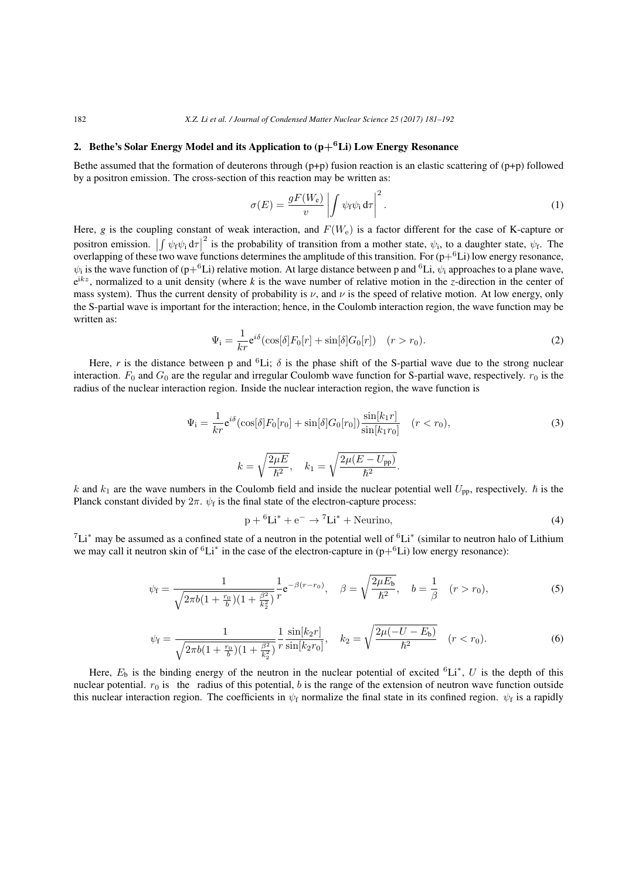## 2. Bethe's Solar Energy Model and its Application to (p+$^6$Li) Low Energy Resonance

Bethe assumed that the formation of deuterons through (p+p) fusion reaction is an elastic scattering of (p+p) followed by a positron emission. The cross-section of this reaction may be written as:

$$\sigma(E) = \frac{gF(W_\mathrm{e})}{v}\left|\int \psi_\mathrm{f}\psi_\mathrm{i}\,\mathrm{d}\tau\right|^2. \tag{1}$$

Here, $g$ is the coupling constant of weak interaction, and $F(W_\mathrm{e})$ is a factor different for the case of K-capture or positron emission. $\left|\int \psi_\mathrm{f}\psi_\mathrm{i}\,\mathrm{d}\tau\right|^2$ is the probability of transition from a mother state, $\psi_\mathrm{i}$, to a daughter state, $\psi_\mathrm{f}$. The overlapping of these two wave functions determines the amplitude of this transition. For (p+$^6$Li) low energy resonance, $\psi_\mathrm{i}$ is the wave function of (p+$^6$Li) relative motion. At large distance between p and $^6$Li, $\psi_\mathrm{i}$ approaches to a plane wave, $\mathrm{e}^{ikz}$, normalized to a unit density (where $k$ is the wave number of relative motion in the $z$-direction in the center of mass system). Thus the current density of probability is $\nu$, and $\nu$ is the speed of relative motion. At low energy, only the S-partial wave is important for the interaction; hence, in the Coulomb interaction region, the wave function may be written as:

$$\Psi_\mathrm{i} = \frac{1}{kr}\mathrm{e}^{i\delta}(\cos[\delta]F_0[r] + \sin[\delta]G_0[r]) \quad (r > r_0). \tag{2}$$

Here, $r$ is the distance between p and $^6$Li; $\delta$ is the phase shift of the S-partial wave due to the strong nuclear interaction. $F_0$ and $G_0$ are the regular and irregular Coulomb wave function for S-partial wave, respectively. $r_0$ is the radius of the nuclear interaction region. Inside the nuclear interaction region, the wave function is

$$\Psi_\mathrm{i} = \frac{1}{kr}\mathrm{e}^{i\delta}(\cos[\delta]F_0[r_0] + \sin[\delta]G_0[r_0])\frac{\sin[k_1 r]}{\sin[k_1 r_0]} \quad (r < r_0), \tag{3}$$

$$k = \sqrt{\frac{2\mu E}{\hbar^2}}, \quad k_1 = \sqrt{\frac{2\mu(E - U_\mathrm{pp})}{\hbar^2}}.$$

$k$ and $k_1$ are the wave numbers in the Coulomb field and inside the nuclear potential well $U_\mathrm{pp}$, respectively. $\hbar$ is the Planck constant divided by $2\pi$. $\psi_\mathrm{f}$ is the final state of the electron-capture process:

$$\mathrm{p} + {}^6\mathrm{Li}^* + \mathrm{e}^- \rightarrow {}^7\mathrm{Li}^* + \mathrm{Neurino}, \tag{4}$$

$^7$Li$^*$ may be assumed as a confined state of a neutron in the potential well of $^6$Li$^*$ (similar to neutron halo of Lithium we may call it neutron skin of $^6$Li$^*$ in the case of the electron-capture in (p+$^6$Li) low energy resonance):

$$\psi_\mathrm{f} = \frac{1}{\sqrt{2\pi b(1+\frac{r_0}{b})(1+\frac{\beta^2}{k_2^2})}}\frac{1}{r}\mathrm{e}^{-\beta(r-r_0)}, \quad \beta = \sqrt{\frac{2\mu E_\mathrm{b}}{\hbar^2}}, \quad b = \frac{1}{\beta} \quad (r > r_0), \tag{5}$$

$$\psi_\mathrm{f} = \frac{1}{\sqrt{2\pi b(1+\frac{r_0}{b})(1+\frac{\beta^2}{k_2^2})}}\frac{1}{r}\frac{\sin[k_2 r]}{\sin[k_2 r_0]}, \quad k_2 = \sqrt{\frac{2\mu(-U - E_\mathrm{b})}{\hbar^2}} \quad (r < r_0). \tag{6}$$

Here, $E_\mathrm{b}$ is the binding energy of the neutron in the nuclear potential of excited $^6$Li$^*$, $U$ is the depth of this nuclear potential. $r_0$ is the radius of this potential, $b$ is the range of the extension of neutron wave function outside this nuclear interaction region. The coefficients in $\psi_\mathrm{f}$ normalize the final state in its confined region. $\psi_\mathrm{f}$ is a rapidly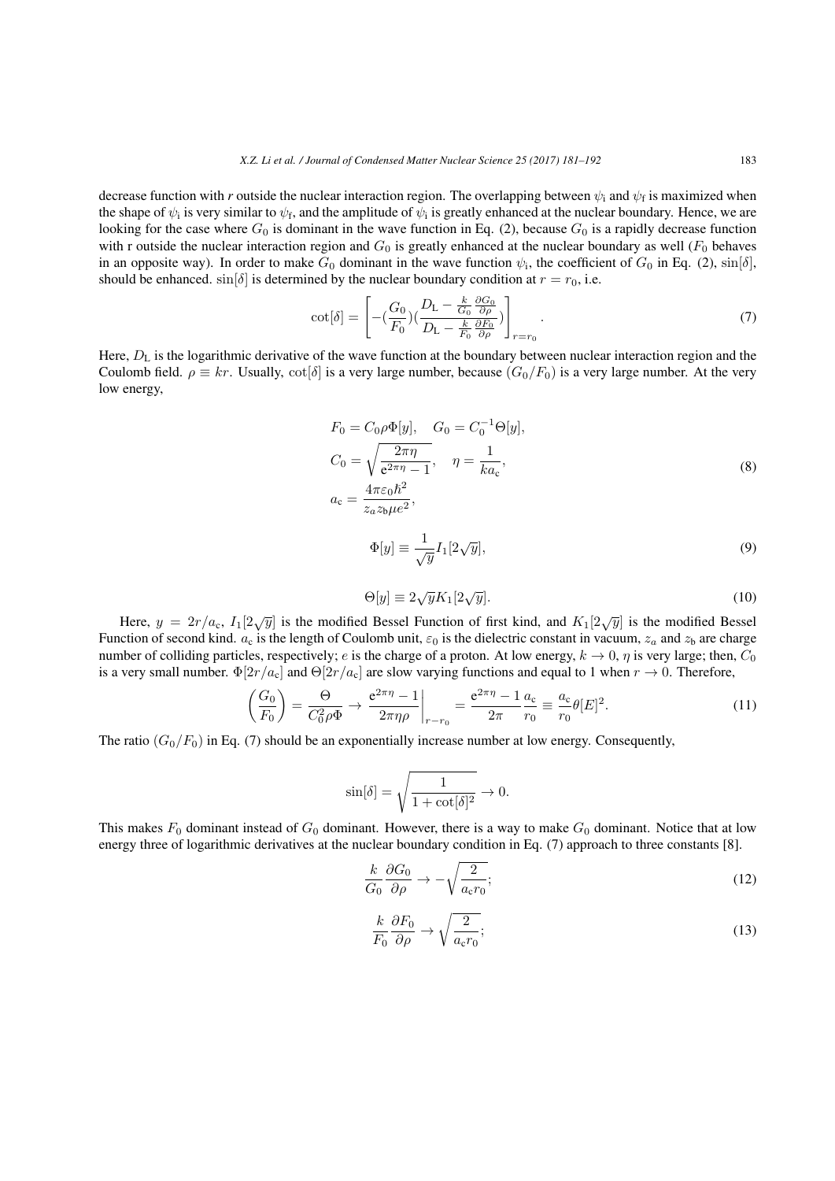decrease function with *r* outside the nuclear interaction region. The overlapping between $\psi_{\rm i}$ and $\psi_{\rm f}$ is maximized when the shape of $\psi_{\rm i}$ is very similar to $\psi_{\rm f}$, and the amplitude of $\psi_{\rm i}$ is greatly enhanced at the nuclear boundary. Hence, we are looking for the case where $G_0$ is dominant in the wave function in Eq. (2), because $G_0$ is a rapidly decrease function with r outside the nuclear interaction region and $G_0$ is greatly enhanced at the nuclear boundary as well ($F_0$ behaves in an opposite way). In order to make $G_0$ dominant in the wave function $\psi_{\rm i}$, the coefficient of $G_0$ in Eq. (2), $\sin[\delta]$, should be enhanced. $\sin[\delta]$ is determined by the nuclear boundary condition at $r = r_0$, i.e.

$$\cot[\delta] = \left[ -\left(\frac{G_0}{F_0}\right)\left(\frac{D_{\rm L} - \frac{k}{G_0}\frac{\partial G_0}{\partial \rho}}{D_{\rm L} - \frac{k}{F_0}\frac{\partial F_0}{\partial \rho}}\right)\right]_{r=r_0}. \tag{7}$$

Here, $D_{\rm L}$ is the logarithmic derivative of the wave function at the boundary between nuclear interaction region and the Coulomb field. $\rho \equiv kr$. Usually, $\cot[\delta]$ is a very large number, because $(G_0/F_0)$ is a very large number. At the very low energy,

$$\begin{aligned} &F_0 = C_0 \rho \Phi[y], \quad G_0 = C_0^{-1}\Theta[y], \\ &C_0 = \sqrt{\frac{2\pi\eta}{{\rm e}^{2\pi\eta} - 1}}, \quad \eta = \frac{1}{k a_{\rm c}}, \\ &a_{\rm c} = \frac{4\pi\varepsilon_0 \hbar^2}{z_a z_{\rm b} \mu e^2}, \end{aligned} \tag{8}$$

$$\Phi[y] \equiv \frac{1}{\sqrt{y}} I_1[2\sqrt{y}], \tag{9}$$

$$\Theta[y] \equiv 2\sqrt{y} K_1[2\sqrt{y}]. \tag{10}$$

Here, $y = 2r/a_{\rm c}$, $I_1[2\sqrt{y}]$ is the modified Bessel Function of first kind, and $K_1[2\sqrt{y}]$ is the modified Bessel Function of second kind. $a_{\rm c}$ is the length of Coulomb unit, $\varepsilon_0$ is the dielectric constant in vacuum, $z_a$ and $z_{\rm b}$ are charge number of colliding particles, respectively; $e$ is the charge of a proton. At low energy, $k \to 0$, $\eta$ is very large; then, $C_0$ is a very small number. $\Phi[2r/a_{\rm c}]$ and $\Theta[2r/a_{\rm c}]$ are slow varying functions and equal to 1 when $r \to 0$. Therefore,

$$\left(\frac{G_0}{F_0}\right) = \frac{\Theta}{C_0^2 \rho \Phi} \to \left.\frac{{\rm e}^{2\pi\eta} - 1}{2\pi\eta\rho}\right|_{r-r_0} = \frac{{\rm e}^{2\pi\eta} - 1}{2\pi}\frac{a_{\rm c}}{r_0} \equiv \frac{a_{\rm c}}{r_0}\theta[E]^2. \tag{11}$$

The ratio $(G_0/F_0)$ in Eq. (7) should be an exponentially increase number at low energy. Consequently,

$$\sin[\delta] = \sqrt{\frac{1}{1 + \cot[\delta]^2}} \to 0.$$

This makes $F_0$ dominant instead of $G_0$ dominant. However, there is a way to make $G_0$ dominant. Notice that at low energy three of logarithmic derivatives at the nuclear boundary condition in Eq. (7) approach to three constants [8].

$$\frac{k}{G_0}\frac{\partial G_0}{\partial \rho} \to -\sqrt{\frac{2}{a_{\rm c} r_0}}; \tag{12}$$

$$\frac{k}{F_0}\frac{\partial F_0}{\partial \rho} \to \sqrt{\frac{2}{a_{\rm c} r_0}}; \tag{13}$$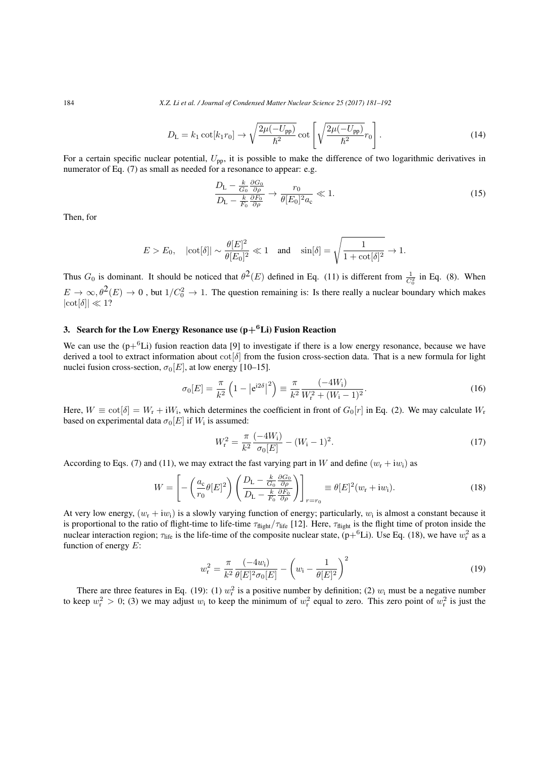$$D_{\mathrm{L}} = k_1 \cot[k_1 r_0] \rightarrow \sqrt{\frac{2\mu(-U_{\mathrm{pp}})}{\hbar^2}} \cot\left[\sqrt{\frac{2\mu(-U_{\mathrm{pp}})}{\hbar^2}} r_0\right]. \tag{14}$$

For a certain specific nuclear potential, $U_{\mathrm{pp}}$, it is possible to make the difference of two logarithmic derivatives in numerator of Eq. (7) as small as needed for a resonance to appear: e.g.

$$\frac{D_{\mathrm{L}} - \frac{k}{G_0}\frac{\partial G_0}{\partial \rho}}{D_{\mathrm{L}} - \frac{k}{F_0}\frac{\partial F_0}{\partial \rho}} \rightarrow \frac{r_0}{\theta[E_0]^2 a_{\mathrm{c}}} \ll 1. \tag{15}$$

Then, for

$$E > E_0, \quad |\cot[\delta]| \sim \frac{\theta[E]^2}{\theta[E_0]^2} \ll 1 \quad \text{and} \quad \sin[\delta] = \sqrt{\frac{1}{1 + \cot[\delta]^2}} \rightarrow 1.$$

Thus $G_0$ is dominant. It should be noticed that $\theta^2(E)$ defined in Eq. (11) is different from $\frac{1}{C_0^2}$ in Eq. (8). When $E \rightarrow \infty, \theta^2(E) \rightarrow 0$ , but $1/C_0^2 \rightarrow 1$. The question remaining is: Is there really a nuclear boundary which makes $|\cot[\delta]| \ll 1$?

## 3. Search for the Low Energy Resonance use (p+$^6$Li) Fusion Reaction

We can use the (p+$^6$Li) fusion reaction data [9] to investigate if there is a low energy resonance, because we have derived a tool to extract information about $\cot[\delta]$ from the fusion cross-section data. That is a new formula for light nuclei fusion cross-section, $\sigma_0[E]$, at low energy [10–15].

$$\sigma_0[E] = \frac{\pi}{k^2}\left(1 - \left|\mathrm{e}^{\mathrm{i}2\delta}\right|^2\right) \equiv \frac{\pi}{k^2}\frac{(-4W_{\mathrm{i}})}{W_{\mathrm{r}}^2 + (W_{\mathrm{i}} - 1)^2}. \tag{16}$$

Here, $W \equiv \cot[\delta] = W_{\mathrm{r}} + \mathrm{i}W_{\mathrm{i}}$, which determines the coefficient in front of $G_0[r]$ in Eq. (2). We may calculate $W_{\mathrm{r}}$ based on experimental data $\sigma_0[E]$ if $W_{\mathrm{i}}$ is assumed:

$$W_{\mathrm{r}}^2 = \frac{\pi}{k^2}\frac{(-4W_{\mathrm{i}})}{\sigma_0[E]} - (W_{\mathrm{i}} - 1)^2. \tag{17}$$

According to Eqs. (7) and (11), we may extract the fast varying part in $W$ and define $(w_{\mathrm{r}} + \mathrm{i}w_{\mathrm{i}})$ as

$$W = \left[-\left(\frac{a_{\mathrm{c}}}{r_0}\theta[E]^2\right)\left(\frac{D_{\mathrm{L}} - \frac{k}{G_0}\frac{\partial G_0}{\partial \rho}}{D_{\mathrm{L}} - \frac{k}{F_0}\frac{\partial F_0}{\partial \rho}}\right)\right]_{r=r_0} \equiv \theta[E]^2(w_{\mathrm{r}} + \mathrm{i}w_{\mathrm{i}}). \tag{18}$$

At very low energy, $(w_{\mathrm{r}} + \mathrm{i}w_{\mathrm{i}})$ is a slowly varying function of energy; particularly, $w_{\mathrm{i}}$ is almost a constant because it is proportional to the ratio of flight-time to life-time $\tau_{\mathrm{flight}}/\tau_{\mathrm{life}}$ [12]. Here, $\tau_{\mathrm{flight}}$ is the flight time of proton inside the nuclear interaction region; $\tau_{\mathrm{life}}$ is the life-time of the composite nuclear state, (p+$^6$Li). Use Eq. (18), we have $w_{\mathrm{r}}^2$ as a function of energy $E$:

$$w_{\mathrm{r}}^2 = \frac{\pi}{k^2}\frac{(-4w_{\mathrm{i}})}{\theta[E]^2\sigma_0[E]} - \left(w_{\mathrm{i}} - \frac{1}{\theta[E]^2}\right)^2 \tag{19}$$

There are three features in Eq. (19): (1) $w_{\mathrm{r}}^2$ is a positive number by definition; (2) $w_{\mathrm{i}}$ must be a negative number to keep $w_{\mathrm{r}}^2 > 0$; (3) we may adjust $w_{\mathrm{i}}$ to keep the minimum of $w_{\mathrm{r}}^2$ equal to zero. This zero point of $w_{\mathrm{r}}^2$ is just the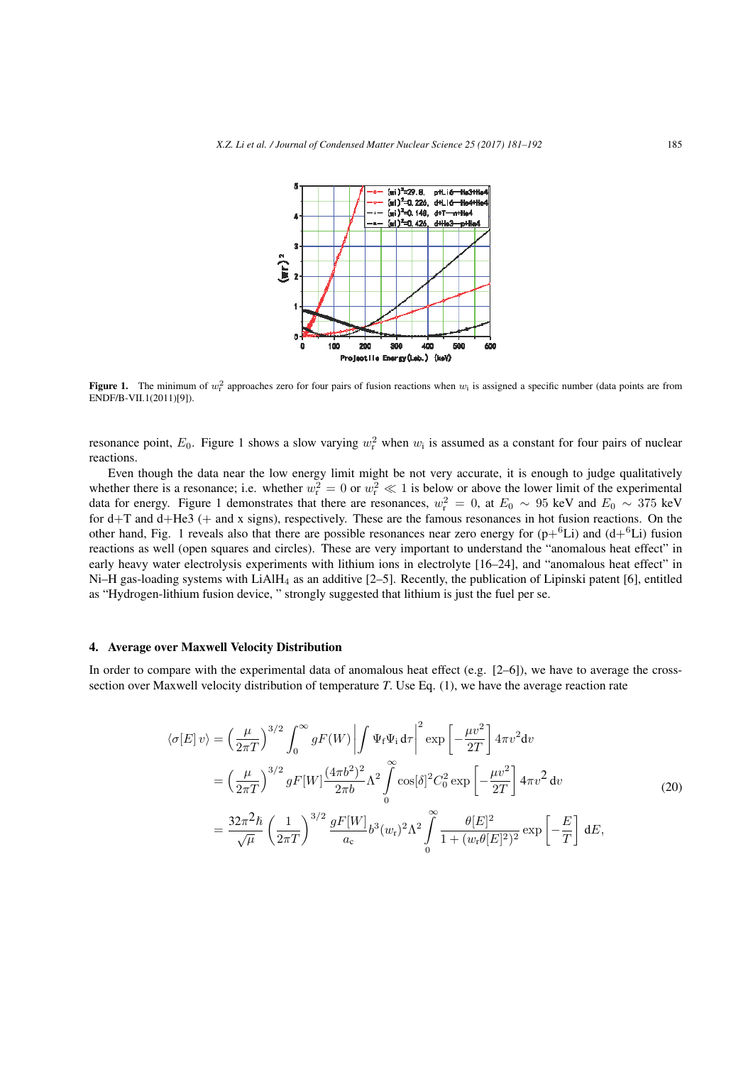**Figure 1.** The minimum of $w_r^2$ approaches zero for four pairs of fusion reactions when $w_i$ is assigned a specific number (data points are from ENDF/B-VII.1(2011)[9]).

resonance point, $E_0$. Figure 1 shows a slow varying $w_r^2$ when $w_i$ is assumed as a constant for four pairs of nuclear reactions.

Even though the data near the low energy limit might be not very accurate, it is enough to judge qualitatively whether there is a resonance; i.e. whether $w_r^2 = 0$ or $w_r^2 \ll 1$ is below or above the lower limit of the experimental data for energy. Figure 1 demonstrates that there are resonances, $w_r^2 = 0$, at $E_0 \sim 95$ keV and $E_0 \sim 375$ keV for d+T and d+He3 (+ and x signs), respectively. These are the famous resonances in hot fusion reactions. On the other hand, Fig. 1 reveals also that there are possible resonances near zero energy for (p+$^6$Li) and (d+$^6$Li) fusion reactions as well (open squares and circles). These are very important to understand the "anomalous heat effect" in early heavy water electrolysis experiments with lithium ions in electrolyte [16–24], and "anomalous heat effect" in Ni–H gas-loading systems with $LiAlH_4$ as an additive [2–5]. Recently, the publication of Lipinski patent [6], entitled as "Hydrogen-lithium fusion device, " strongly suggested that lithium is just the fuel per se.

## 4. Average over Maxwell Velocity Distribution

In order to compare with the experimental data of anomalous heat effect (e.g. [2–6]), we have to average the cross-section over Maxwell velocity distribution of temperature *T*. Use Eq. (1), we have the average reaction rate

$$
\begin{aligned}
\langle \sigma[E]\, v\rangle &= \left(\frac{\mu}{2\pi T}\right)^{3/2} \int_0^\infty gF(W) \left| \int \Psi_f \Psi_i \,\mathrm{d}\tau \right|^2 \exp\left[-\frac{\mu v^2}{2T}\right] 4\pi v^2 \mathrm{d}v \\
&= \left(\frac{\mu}{2\pi T}\right)^{3/2} gF[W] \frac{(4\pi b^2)^2}{2\pi b} \Lambda^2 \int_0^\infty \cos[\delta]^2 C_0^2 \exp\left[-\frac{\mu v^2}{2T}\right] 4\pi v^2 \,\mathrm{d}v \\
&= \frac{32\pi^2 \hbar}{\sqrt{\mu}} \left(\frac{1}{2\pi T}\right)^{3/2} \frac{gF[W]}{a_c} b^3 (w_r)^2 \Lambda^2 \int_0^\infty \frac{\theta[E]^2}{1+(w_r \theta[E]^2)^2} \exp\left[-\frac{E}{T}\right] \mathrm{d}E,
\end{aligned}
\tag{20}
$$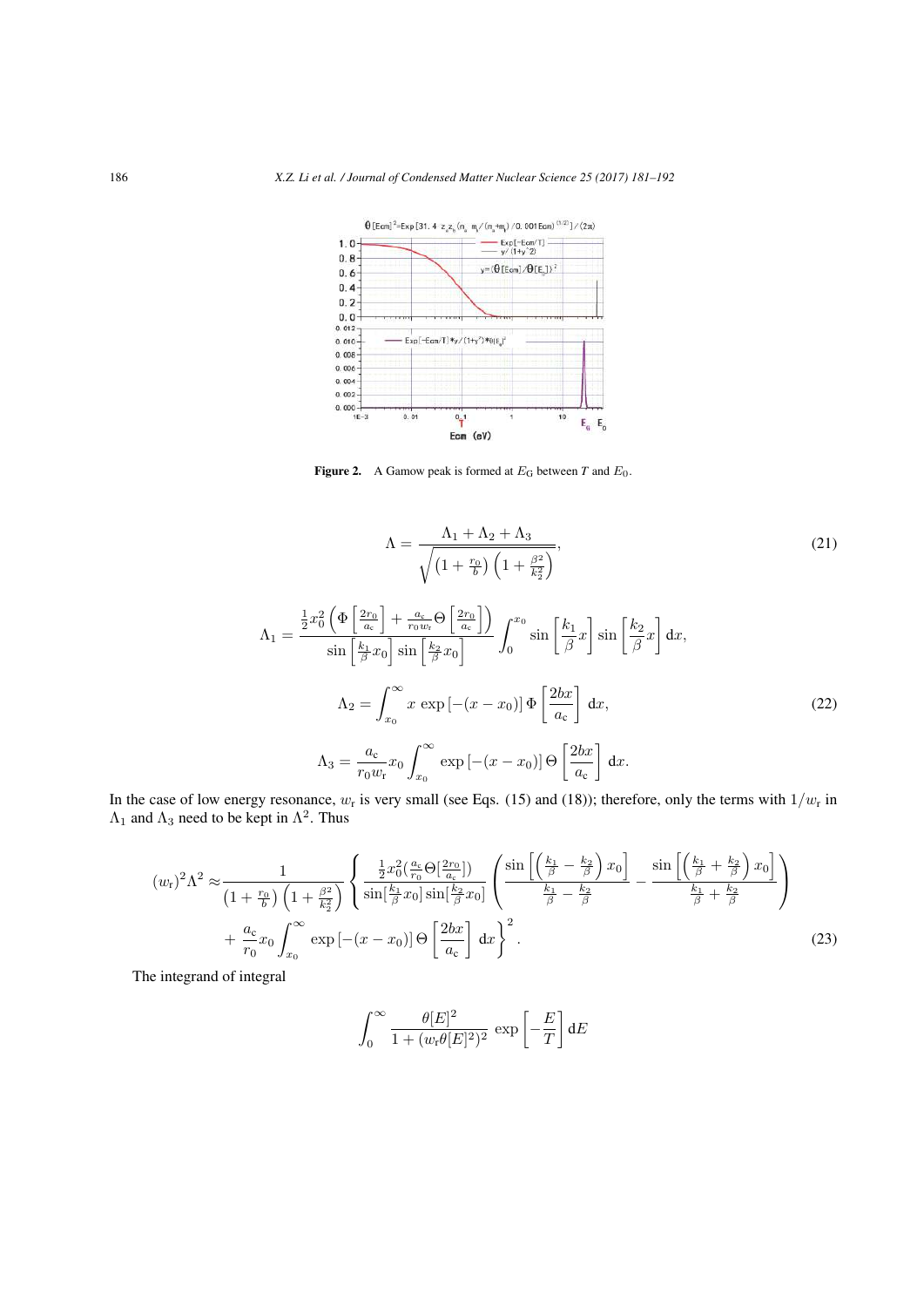**Figure 2.** A Gamow peak is formed at $E_\mathrm{G}$ between $T$ and $E_0$.

$$\Lambda = \frac{\Lambda_1 + \Lambda_2 + \Lambda_3}{\sqrt{\left(1+\frac{r_0}{b}\right)\left(1+\frac{\beta^2}{k_2^2}\right)}}, \tag{21}$$

$$\Lambda_1 = \frac{\frac{1}{2}x_0^2\left(\Phi\left[\frac{2r_0}{a_\mathrm{c}}\right] + \frac{a_\mathrm{c}}{r_0 w_\mathrm{r}}\Theta\left[\frac{2r_0}{a_\mathrm{c}}\right]\right)}{\sin\left[\frac{k_1}{\beta}x_0\right]\sin\left[\frac{k_2}{\beta}x_0\right]}\int_0^{x_0}\sin\left[\frac{k_1}{\beta}x\right]\sin\left[\frac{k_2}{\beta}x\right]\mathrm{d}x,$$

$$\Lambda_2 = \int_{x_0}^{\infty} x\,\exp\left[-(x-x_0)\right]\Phi\left[\frac{2bx}{a_\mathrm{c}}\right]\,\mathrm{d}x, \tag{22}$$

$$\Lambda_3 = \frac{a_\mathrm{c}}{r_0 w_\mathrm{r}}x_0\int_{x_0}^{\infty}\exp\left[-(x-x_0)\right]\Theta\left[\frac{2bx}{a_\mathrm{c}}\right]\,\mathrm{d}x.$$

In the case of low energy resonance, $w_\mathrm{r}$ is very small (see Eqs. (15) and (18)); therefore, only the terms with $1/w_\mathrm{r}$ in $\Lambda_1$ and $\Lambda_3$ need to be kept in $\Lambda^2$. Thus

$$(w_\mathrm{r})^2\Lambda^2 \approx \frac{1}{\left(1+\frac{r_0}{b}\right)\left(1+\frac{\beta^2}{k_2^2}\right)}\left\{\frac{\frac{1}{2}x_0^2\left(\frac{a_\mathrm{c}}{r_0}\Theta\left[\frac{2r_0}{a_\mathrm{c}}\right]\right)}{\sin\left[\frac{k_1}{\beta}x_0\right]\sin\left[\frac{k_2}{\beta}x_0\right]}\left(\frac{\sin\left[\left(\frac{k_1}{\beta}-\frac{k_2}{\beta}\right)x_0\right]}{\frac{k_1}{\beta}-\frac{k_2}{\beta}} - \frac{\sin\left[\left(\frac{k_1}{\beta}+\frac{k_2}{\beta}\right)x_0\right]}{\frac{k_1}{\beta}+\frac{k_2}{\beta}}\right)\right.$$
$$\left. + \frac{a_\mathrm{c}}{r_0}x_0\int_{x_0}^{\infty}\exp\left[-(x-x_0)\right]\Theta\left[\frac{2bx}{a_\mathrm{c}}\right]\,\mathrm{d}x\right\}^2. \tag{23}$$

The integrand of integral

$$\int_0^{\infty}\frac{\theta[E]^2}{1+(w_\mathrm{r}\theta[E]^2)^2}\,\exp\left[-\frac{E}{T}\right]\mathrm{d}E$$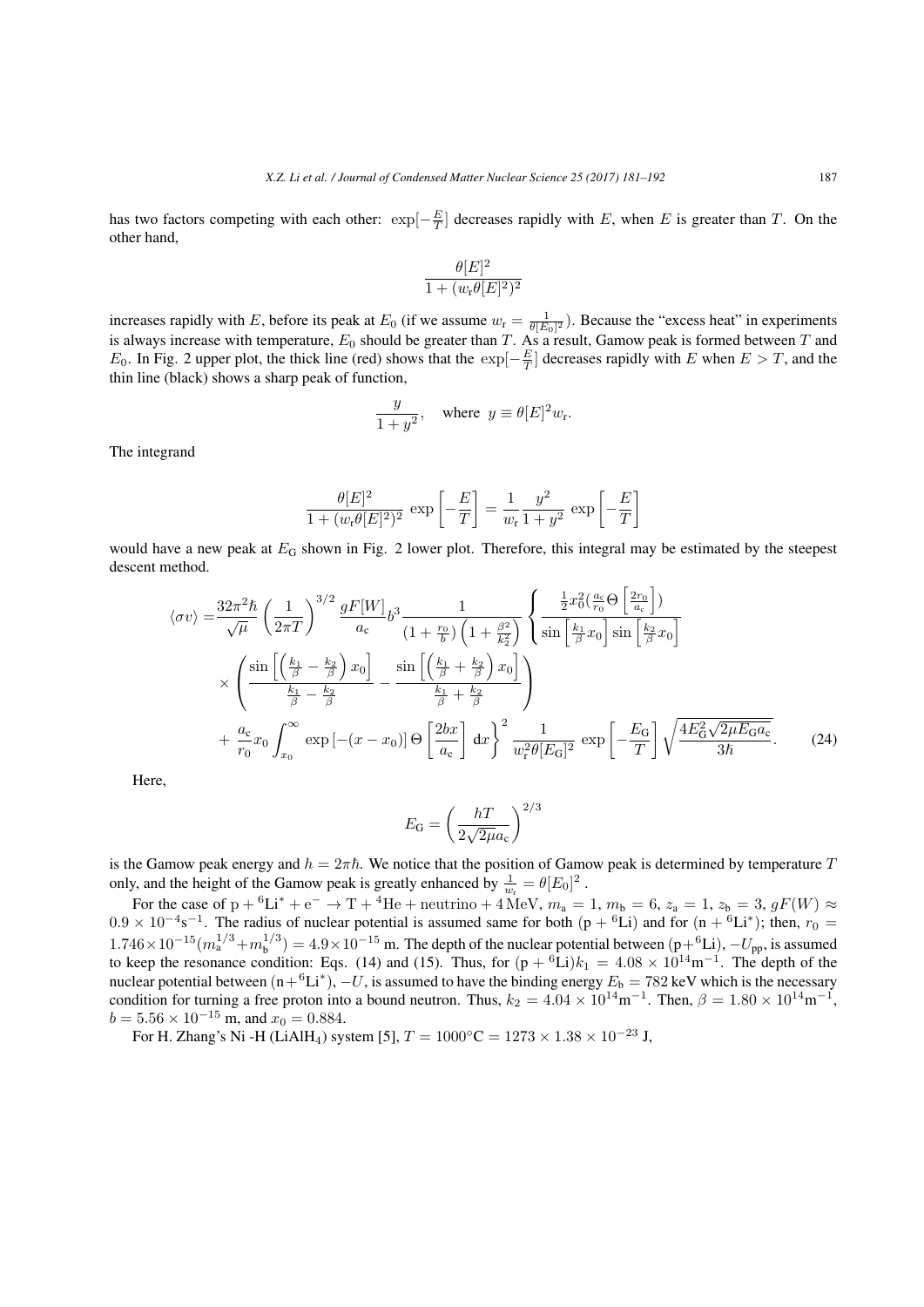has two factors competing with each other: $\exp[-\frac{E}{T}]$ decreases rapidly with $E$, when $E$ is greater than $T$. On the other hand,

$$\frac{\theta[E]^2}{1+(w_\mathrm{r}\theta[E]^2)^2}$$

increases rapidly with $E$, before its peak at $E_0$ (if we assume $w_\mathrm{r} = \frac{1}{\theta[E_0]^2}$). Because the "excess heat" in experiments is always increase with temperature, $E_0$ should be greater than $T$. As a result, Gamow peak is formed between $T$ and $E_0$. In Fig. 2 upper plot, the thick line (red) shows that the $\exp[-\frac{E}{T}]$ decreases rapidly with $E$ when $E > T$, and the thin line (black) shows a sharp peak of function,

$$\frac{y}{1+y^2}, \quad \text{where } y \equiv \theta[E]^2 w_\mathrm{r}.$$

The integrand

$$\frac{\theta[E]^2}{1+(w_\mathrm{r}\theta[E]^2)^2}\exp\left[-\frac{E}{T}\right] = \frac{1}{w_\mathrm{r}}\frac{y^2}{1+y^2}\exp\left[-\frac{E}{T}\right]$$

would have a new peak at $E_\mathrm{G}$ shown in Fig. 2 lower plot. Therefore, this integral may be estimated by the steepest descent method.

$$\begin{aligned}\langle\sigma v\rangle =& \frac{32\pi^2\hbar}{\sqrt{\mu}}\left(\frac{1}{2\pi T}\right)^{3/2}\frac{gF[W]}{a_\mathrm{c}}b^3\frac{1}{(1+\frac{r_0}{b})\left(1+\frac{\beta^2}{k_2^2}\right)}\left\{\frac{\frac{1}{2}x_0^2(\frac{a_\mathrm{c}}{r_0}\Theta\left[\frac{2r_0}{a_\mathrm{c}}\right])}{\sin\left[\frac{k_1}{\beta}x_0\right]\sin\left[\frac{k_2}{\beta}x_0\right]}\right.\\ &\times\left(\frac{\sin\left[\left(\frac{k_1}{\beta}-\frac{k_2}{\beta}\right)x_0\right]}{\frac{k_1}{\beta}-\frac{k_2}{\beta}} - \frac{\sin\left[\left(\frac{k_1}{\beta}+\frac{k_2}{\beta}\right)x_0\right]}{\frac{k_1}{\beta}+\frac{k_2}{\beta}}\right)\\ &\left.+\frac{a_\mathrm{c}}{r_0}x_0\int_{x_0}^{\infty}\exp\left[-(x-x_0)\right]\Theta\left[\frac{2bx}{a_\mathrm{c}}\right]\mathrm{d}x\right\}^2\frac{1}{w_\mathrm{r}^2\theta[E_\mathrm{G}]^2}\exp\left[-\frac{E_\mathrm{G}}{T}\right]\sqrt{\frac{4E_\mathrm{G}^2\sqrt{2\mu E_\mathrm{G}a_\mathrm{c}}}{3\hbar}}. \qquad (24)\end{aligned}$$

Here,

$$E_\mathrm{G} = \left(\frac{hT}{2\sqrt{2\mu}a_\mathrm{c}}\right)^{2/3}$$

is the Gamow peak energy and $h = 2\pi\hbar$. We notice that the position of Gamow peak is determined by temperature $T$ only, and the height of the Gamow peak is greatly enhanced by $\frac{1}{w_\mathrm{r}} = \theta[E_0]^2$.

For the case of $\mathrm{p} + {}^6\mathrm{Li}^* + \mathrm{e}^- \rightarrow \mathrm{T} + {}^4\mathrm{He} + \text{neutrino} + 4\,\mathrm{MeV}$, $m_\mathrm{a} = 1$, $m_\mathrm{b} = 6$, $z_\mathrm{a} = 1$, $z_\mathrm{b} = 3$, $gF(W) \approx 0.9\times10^{-4}\mathrm{s}^{-1}$. The radius of nuclear potential is assumed same for both $(\mathrm{p} + {}^6\mathrm{Li})$ and for $(\mathrm{n} + {}^6\mathrm{Li}^*)$; then, $r_0 = 1.746\times10^{-15}(m_\mathrm{a}^{1/3}+m_\mathrm{b}^{1/3}) = 4.9\times10^{-15}$ m. The depth of the nuclear potential between $(\mathrm{p}+{}^6\mathrm{Li})$, $-U_\mathrm{pp}$, is assumed to keep the resonance condition: Eqs. (14) and (15). Thus, for $(\mathrm{p} + {}^6\mathrm{Li})k_1 = 4.08\times10^{14}\mathrm{m}^{-1}$. The depth of the nuclear potential between $(\mathrm{n}+{}^6\mathrm{Li}^*)$, $-U$, is assumed to have the binding energy $E_\mathrm{b} = 782$ keV which is the necessary condition for turning a free proton into a bound neutron. Thus, $k_2 = 4.04\times10^{14}\mathrm{m}^{-1}$. Then, $\beta = 1.80\times10^{14}\mathrm{m}^{-1}$, $b = 5.56\times10^{-15}$ m, and $x_0 = 0.884$.

For H. Zhang's Ni -H ($\mathrm{LiAlH_4}$) system [5], $T = 1000°\mathrm{C} = 1273\times1.38\times10^{-23}$ J,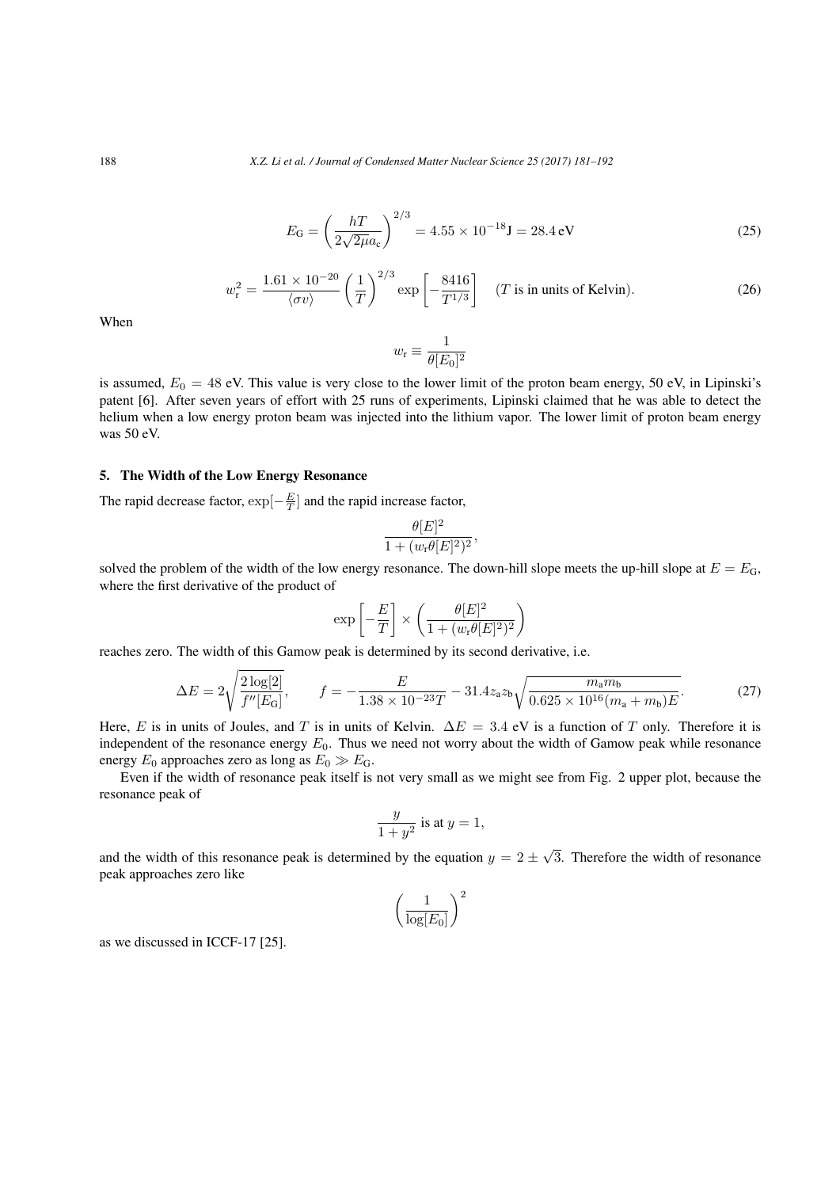$$E_{\mathrm{G}} = \left(\frac{hT}{2\sqrt{2\mu}a_{\mathrm{c}}}\right)^{2/3} = 4.55 \times 10^{-18}\mathrm{J} = 28.4\,\mathrm{eV} \tag{25}$$

$$w_{\mathrm{r}}^2 = \frac{1.61 \times 10^{-20}}{\langle\sigma v\rangle}\left(\frac{1}{T}\right)^{2/3} \exp\left[-\frac{8416}{T^{1/3}}\right] \quad (T \text{ is in units of Kelvin}). \tag{26}$$

When

$$w_{\mathrm{r}} \equiv \frac{1}{\theta[E_0]^2}$$

is assumed, $E_0 = 48$ eV. This value is very close to the lower limit of the proton beam energy, 50 eV, in Lipinski's patent [6]. After seven years of effort with 25 runs of experiments, Lipinski claimed that he was able to detect the helium when a low energy proton beam was injected into the lithium vapor. The lower limit of proton beam energy was 50 eV.

## 5. The Width of the Low Energy Resonance

The rapid decrease factor, $\exp[-\frac{E}{T}]$ and the rapid increase factor,

$$\frac{\theta[E]^2}{1 + (w_{\mathrm{r}}\theta[E]^2)^2},$$

solved the problem of the width of the low energy resonance. The down-hill slope meets the up-hill slope at $E = E_{\mathrm{G}}$, where the first derivative of the product of

$$\exp\left[-\frac{E}{T}\right] \times \left(\frac{\theta[E]^2}{1 + (w_{\mathrm{r}}\theta[E]^2)^2}\right)$$

reaches zero. The width of this Gamow peak is determined by its second derivative, i.e.

$$\Delta E = 2\sqrt{\frac{2\log[2]}{f''[E_{\mathrm{G}}]}}, \qquad f = -\frac{E}{1.38 \times 10^{-23}T} - 31.4 z_{\mathrm{a}} z_{\mathrm{b}} \sqrt{\frac{m_{\mathrm{a}} m_{\mathrm{b}}}{0.625 \times 10^{16}(m_{\mathrm{a}} + m_{\mathrm{b}})E}}. \tag{27}$$

Here, $E$ is in units of Joules, and $T$ is in units of Kelvin. $\Delta E = 3.4$ eV is a function of $T$ only. Therefore it is independent of the resonance energy $E_0$. Thus we need not worry about the width of Gamow peak while resonance energy $E_0$ approaches zero as long as $E_0 \gg E_{\mathrm{G}}$.

Even if the width of resonance peak itself is not very small as we might see from Fig. 2 upper plot, because the resonance peak of

$$\frac{y}{1+y^2} \text{ is at } y = 1,$$

and the width of this resonance peak is determined by the equation $y = 2 \pm \sqrt{3}$. Therefore the width of resonance peak approaches zero like

$$\left(\frac{1}{\log[E_0]}\right)^2$$

as we discussed in ICCF-17 [25].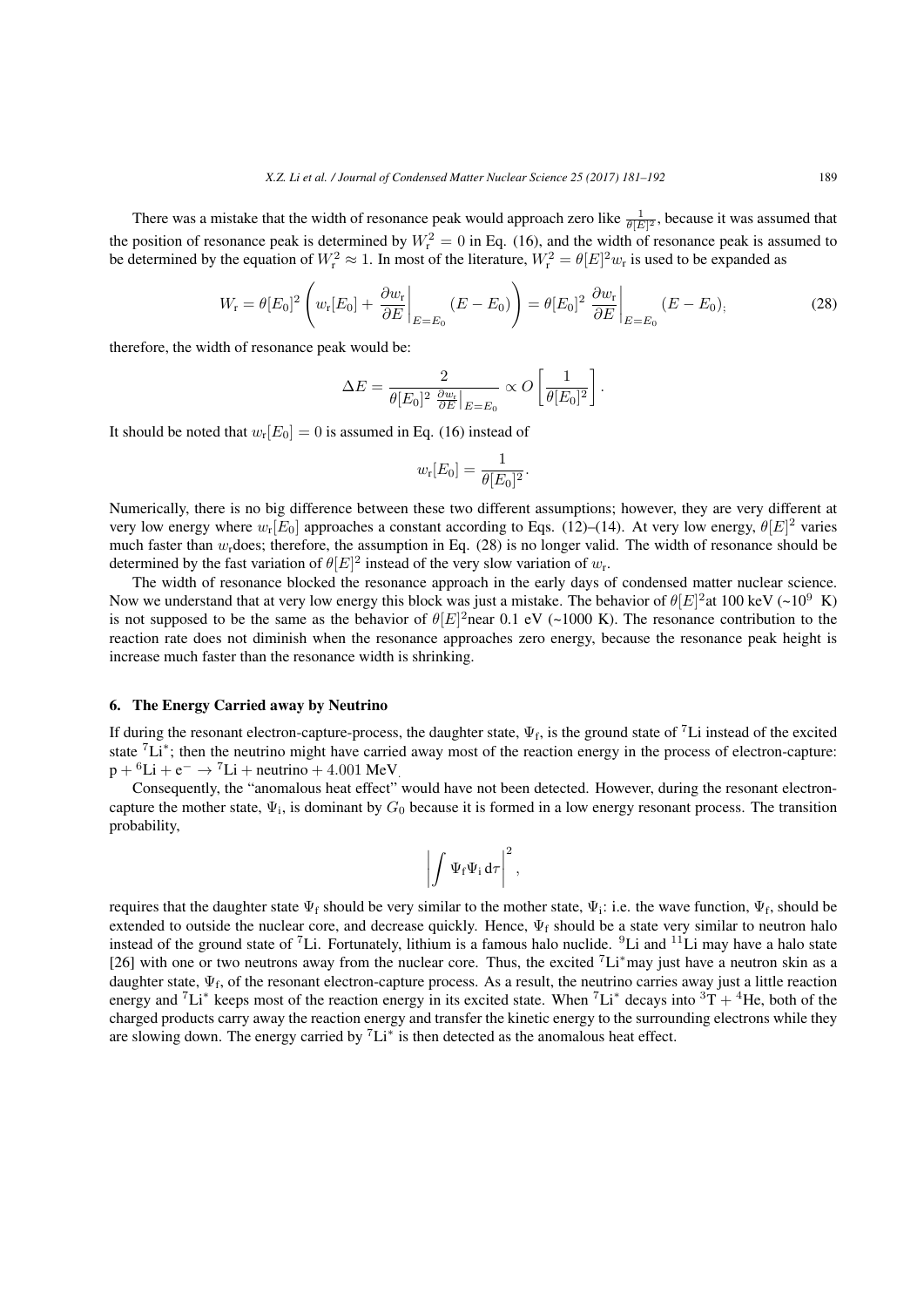There was a mistake that the width of resonance peak would approach zero like $\frac{1}{\theta[E]^2}$, because it was assumed that the position of resonance peak is determined by $W_r^2 = 0$ in Eq. (16), and the width of resonance peak is assumed to be determined by the equation of $W_r^2 \approx 1$. In most of the literature, $W_r^2 = \theta[E]^2 w_r$ is used to be expanded as

$$W_r = \theta[E_0]^2 \left( w_r[E_0] + \left.\frac{\partial w_r}{\partial E}\right|_{E=E_0} (E - E_0) \right) = \theta[E_0]^2 \left.\frac{\partial w_r}{\partial E}\right|_{E=E_0} (E - E_0); \tag{28}$$

therefore, the width of resonance peak would be:

$$\Delta E = \frac{2}{\theta[E_0]^2 \left.\frac{\partial w_r}{\partial E}\right|_{E=E_0}} \propto O\left[\frac{1}{\theta[E_0]^2}\right].$$

It should be noted that $w_r[E_0] = 0$ is assumed in Eq. (16) instead of

$$w_r[E_0] = \frac{1}{\theta[E_0]^2}.$$

Numerically, there is no big difference between these two different assumptions; however, they are very different at very low energy where $w_r[E_0]$ approaches a constant according to Eqs. (12)–(14). At very low energy, $\theta[E]^2$ varies much faster than $w_r$does; therefore, the assumption in Eq. (28) is no longer valid. The width of resonance should be determined by the fast variation of $\theta[E]^2$ instead of the very slow variation of $w_r$.

The width of resonance blocked the resonance approach in the early days of condensed matter nuclear science. Now we understand that at very low energy this block was just a mistake. The behavior of $\theta[E]^2$at 100 keV (~$10^9$ K) is not supposed to be the same as the behavior of $\theta[E]^2$near 0.1 eV (~1000 K). The resonance contribution to the reaction rate does not diminish when the resonance approaches zero energy, because the resonance peak height is increase much faster than the resonance width is shrinking.

## 6. The Energy Carried away by Neutrino

If during the resonant electron-capture-process, the daughter state, $\Psi_f$, is the ground state of $^7$Li instead of the excited state $^7$Li$^*$; then the neutrino might have carried away most of the reaction energy in the process of electron-capture: $p + {}^6Li + e^- \rightarrow {}^7Li + \text{neutrino} + 4.001\ \text{MeV}$.

Consequently, the "anomalous heat effect" would have not been detected. However, during the resonant electron-capture the mother state, $\Psi_i$, is dominant by $G_0$ because it is formed in a low energy resonant process. The transition probability,

$$\left| \int \Psi_f \Psi_i \, d\tau \right|^2,$$

requires that the daughter state $\Psi_f$ should be very similar to the mother state, $\Psi_i$: i.e. the wave function, $\Psi_f$, should be extended to outside the nuclear core, and decrease quickly. Hence, $\Psi_f$ should be a state very similar to neutron halo instead of the ground state of $^7$Li. Fortunately, lithium is a famous halo nuclide. $^9$Li and $^{11}$Li may have a halo state [26] with one or two neutrons away from the nuclear core. Thus, the excited $^7$Li$^*$may just have a neutron skin as a daughter state, $\Psi_f$, of the resonant electron-capture process. As a result, the neutrino carries away just a little reaction energy and $^7$Li$^*$ keeps most of the reaction energy in its excited state. When $^7$Li$^*$ decays into $^3$T + $^4$He, both of the charged products carry away the reaction energy and transfer the kinetic energy to the surrounding electrons while they are slowing down. The energy carried by $^7$Li$^*$ is then detected as the anomalous heat effect.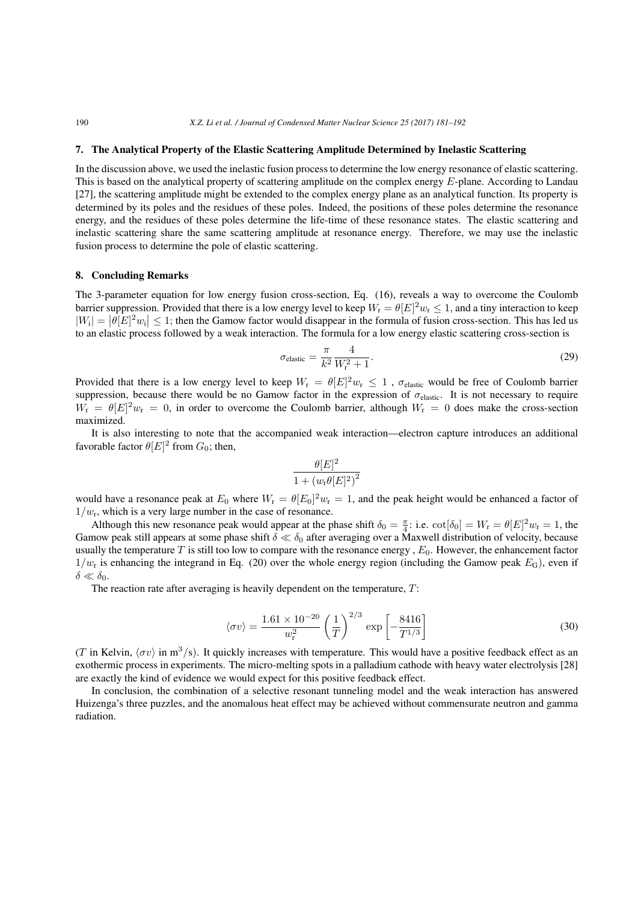## 7. The Analytical Property of the Elastic Scattering Amplitude Determined by Inelastic Scattering

In the discussion above, we used the inelastic fusion process to determine the low energy resonance of elastic scattering. This is based on the analytical property of scattering amplitude on the complex energy $E$-plane. According to Landau [27], the scattering amplitude might be extended to the complex energy plane as an analytical function. Its property is determined by its poles and the residues of these poles. Indeed, the positions of these poles determine the resonance energy, and the residues of these poles determine the life-time of these resonance states. The elastic scattering and inelastic scattering share the same scattering amplitude at resonance energy. Therefore, we may use the inelastic fusion process to determine the pole of elastic scattering.

## 8. Concluding Remarks

The 3-parameter equation for low energy fusion cross-section, Eq. (16), reveals a way to overcome the Coulomb barrier suppression. Provided that there is a low energy level to keep $W_\mathrm{r} = \theta[E]^2 w_\mathrm{r} \leq 1$, and a tiny interaction to keep $|W_\mathrm{i}| = |\theta[E]^2 w_\mathrm{i}| \leq 1$; then the Gamow factor would disappear in the formula of fusion cross-section. This has led us to an elastic process followed by a weak interaction. The formula for a low energy elastic scattering cross-section is

$$\sigma_{\text{elastic}} = \frac{\pi}{k^2} \frac{4}{W_\mathrm{r}^2 + 1}. \tag{29}$$

Provided that there is a low energy level to keep $W_\mathrm{r} = \theta[E]^2 w_\mathrm{r} \leq 1$ , $\sigma_{\text{elastic}}$ would be free of Coulomb barrier suppression, because there would be no Gamow factor in the expression of $\sigma_{\text{elastic}}$. It is not necessary to require $W_\mathrm{r} = \theta[E]^2 w_\mathrm{r} = 0$, in order to overcome the Coulomb barrier, although $W_\mathrm{r} = 0$ does make the cross-section maximized.

It is also interesting to note that the accompanied weak interaction—electron capture introduces an additional favorable factor $\theta[E]^2$ from $G_0$; then,

$$\frac{\theta[E]^2}{1 + \left(w_\mathrm{r}\theta[E]^2\right)^2}$$

would have a resonance peak at $E_0$ where $W_\mathrm{r} = \theta[E_0]^2 w_\mathrm{r} = 1$, and the peak height would be enhanced a factor of $1/w_\mathrm{r}$, which is a very large number in the case of resonance.

Although this new resonance peak would appear at the phase shift $\delta_0 = \frac{\pi}{4}$: i.e. $\cot[\delta_0] = W_\mathrm{r} = \theta[E]^2 w_\mathrm{r} = 1$, the Gamow peak still appears at some phase shift $\delta \ll \delta_0$ after averaging over a Maxwell distribution of velocity, because usually the temperature $T$ is still too low to compare with the resonance energy , $E_0$. However, the enhancement factor $1/w_\mathrm{r}$ is enhancing the integrand in Eq. (20) over the whole energy region (including the Gamow peak $E_\mathrm{G}$), even if $\delta \ll \delta_0$.

The reaction rate after averaging is heavily dependent on the temperature, $T$:

$$\langle \sigma v \rangle = \frac{1.61 \times 10^{-20}}{w_\mathrm{r}^2} \left(\frac{1}{T}\right)^{2/3} \exp\left[-\frac{8416}{T^{1/3}}\right] \tag{30}$$

($T$ in Kelvin, $\langle \sigma v \rangle$ in $\mathrm{m}^3/\mathrm{s}$). It quickly increases with temperature. This would have a positive feedback effect as an exothermic process in experiments. The micro-melting spots in a palladium cathode with heavy water electrolysis [28] are exactly the kind of evidence we would expect for this positive feedback effect.

In conclusion, the combination of a selective resonant tunneling model and the weak interaction has answered Huizenga's three puzzles, and the anomalous heat effect may be achieved without commensurate neutron and gamma radiation.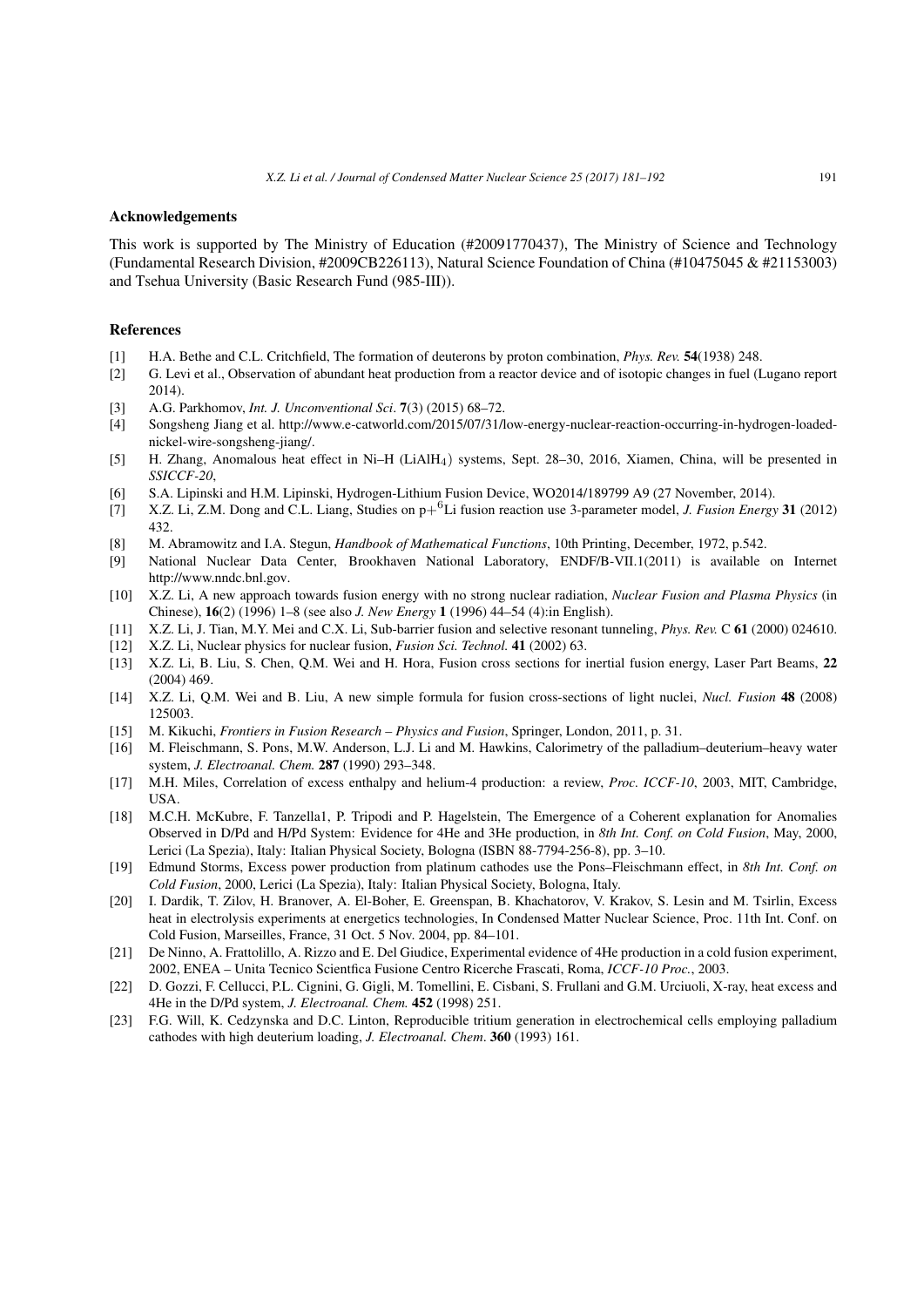## Acknowledgements

This work is supported by The Ministry of Education (#20091770437), The Ministry of Science and Technology (Fundamental Research Division, #2009CB226113), Natural Science Foundation of China (#10475045 & #21153003) and Tsehua University (Basic Research Fund (985-III)).

## References

[1] H.A. Bethe and C.L. Critchfield, The formation of deuterons by proton combination, *Phys. Rev.* **54**(1938) 248.

[2] G. Levi et al., Observation of abundant heat production from a reactor device and of isotopic changes in fuel (Lugano report 2014).

[3] A.G. Parkhomov, *Int. J. Unconventional Sci*. **7**(3) (2015) 68–72.

[4] Songsheng Jiang et al. http://www.e-catworld.com/2015/07/31/low-energy-nuclear-reaction-occurring-in-hydrogen-loaded-nickel-wire-songsheng-jiang/.

[5] H. Zhang, Anomalous heat effect in Ni–H ($LiAlH_4$) systems, Sept. 28–30, 2016, Xiamen, China, will be presented in *SSICCF-20*,

[6] S.A. Lipinski and H.M. Lipinski, Hydrogen-Lithium Fusion Device, WO2014/189799 A9 (27 November, 2014).

[7] X.Z. Li, Z.M. Dong and C.L. Liang, Studies on p+$^{6}$Li fusion reaction use 3-parameter model, *J. Fusion Energy* **31** (2012) 432.

[8] M. Abramowitz and I.A. Stegun, *Handbook of Mathematical Functions*, 10th Printing, December, 1972, p.542.

[9] National Nuclear Data Center, Brookhaven National Laboratory, ENDF/B-VII.1(2011) is available on Internet http://www.nndc.bnl.gov.

[10] X.Z. Li, A new approach towards fusion energy with no strong nuclear radiation, *Nuclear Fusion and Plasma Physics* (in Chinese), **16**(2) (1996) 1–8 (see also *J. New Energy* **1** (1996) 44–54 (4):in English).

[11] X.Z. Li, J. Tian, M.Y. Mei and C.X. Li, Sub-barrier fusion and selective resonant tunneling, *Phys. Rev.* C **61** (2000) 024610.

[12] X.Z. Li, Nuclear physics for nuclear fusion, *Fusion Sci. Technol.* **41** (2002) 63.

[13] X.Z. Li, B. Liu, S. Chen, Q.M. Wei and H. Hora, Fusion cross sections for inertial fusion energy, Laser Part Beams, **22** (2004) 469.

[14] X.Z. Li, Q.M. Wei and B. Liu, A new simple formula for fusion cross-sections of light nuclei, *Nucl. Fusion* **48** (2008) 125003.

[15] M. Kikuchi, *Frontiers in Fusion Research – Physics and Fusion*, Springer, London, 2011, p. 31.

[16] M. Fleischmann, S. Pons, M.W. Anderson, L.J. Li and M. Hawkins, Calorimetry of the palladium–deuterium–heavy water system, *J. Electroanal. Chem.* **287** (1990) 293–348.

[17] M.H. Miles, Correlation of excess enthalpy and helium-4 production: a review, *Proc. ICCF-10*, 2003, MIT, Cambridge, USA.

[18] M.C.H. McKubre, F. Tanzella1, P. Tripodi and P. Hagelstein, The Emergence of a Coherent explanation for Anomalies Observed in D/Pd and H/Pd System: Evidence for 4He and 3He production, in *8th Int. Conf. on Cold Fusion*, May, 2000, Lerici (La Spezia), Italy: Italian Physical Society, Bologna (ISBN 88-7794-256-8), pp. 3–10.

[19] Edmund Storms, Excess power production from platinum cathodes use the Pons–Fleischmann effect, in *8th Int. Conf. on Cold Fusion*, 2000, Lerici (La Spezia), Italy: Italian Physical Society, Bologna, Italy.

[20] I. Dardik, T. Zilov, H. Branover, A. El-Boher, E. Greenspan, B. Khachatorov, V. Krakov, S. Lesin and M. Tsirlin, Excess heat in electrolysis experiments at energetics technologies, In Condensed Matter Nuclear Science, Proc. 11th Int. Conf. on Cold Fusion, Marseilles, France, 31 Oct. 5 Nov. 2004, pp. 84–101.

[21] De Ninno, A. Frattolillo, A. Rizzo and E. Del Giudice, Experimental evidence of 4He production in a cold fusion experiment, 2002, ENEA – Unita Tecnico Scientfica Fusione Centro Ricerche Frascati, Roma, *ICCF-10 Proc.*, 2003.

[22] D. Gozzi, F. Cellucci, P.L. Cignini, G. Gigli, M. Tomellini, E. Cisbani, S. Frullani and G.M. Urciuoli, X-ray, heat excess and 4He in the D/Pd system, *J. Electroanal. Chem.* **452** (1998) 251.

[23] F.G. Will, K. Cedzynska and D.C. Linton, Reproducible tritium generation in electrochemical cells employing palladium cathodes with high deuterium loading, *J. Electroanal. Chem*. **360** (1993) 161.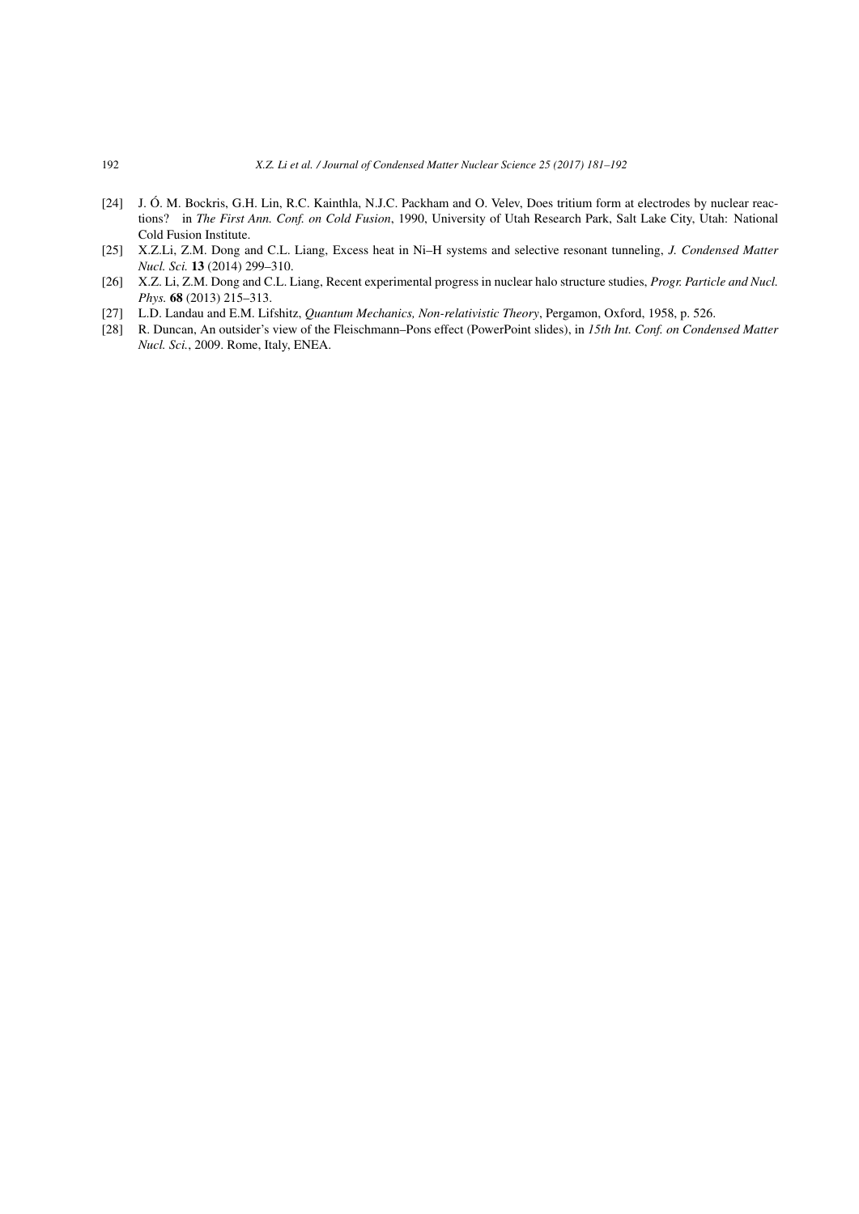[24] J. Ó. M. Bockris, G.H. Lin, R.C. Kainthla, N.J.C. Packham and O. Velev, Does tritium form at electrodes by nuclear reactions? in *The First Ann. Conf. on Cold Fusion*, 1990, University of Utah Research Park, Salt Lake City, Utah: National Cold Fusion Institute.

[25] X.Z.Li, Z.M. Dong and C.L. Liang, Excess heat in Ni–H systems and selective resonant tunneling, *J. Condensed Matter Nucl. Sci.* **13** (2014) 299–310.

[26] X.Z. Li, Z.M. Dong and C.L. Liang, Recent experimental progress in nuclear halo structure studies, *Progr. Particle and Nucl. Phys.* **68** (2013) 215–313.

[27] L.D. Landau and E.M. Lifshitz, *Quantum Mechanics, Non-relativistic Theory*, Pergamon, Oxford, 1958, p. 526.

[28] R. Duncan, An outsider's view of the Fleischmann–Pons effect (PowerPoint slides), in *15th Int. Conf. on Condensed Matter Nucl. Sci.*, 2009. Rome, Italy, ENEA.